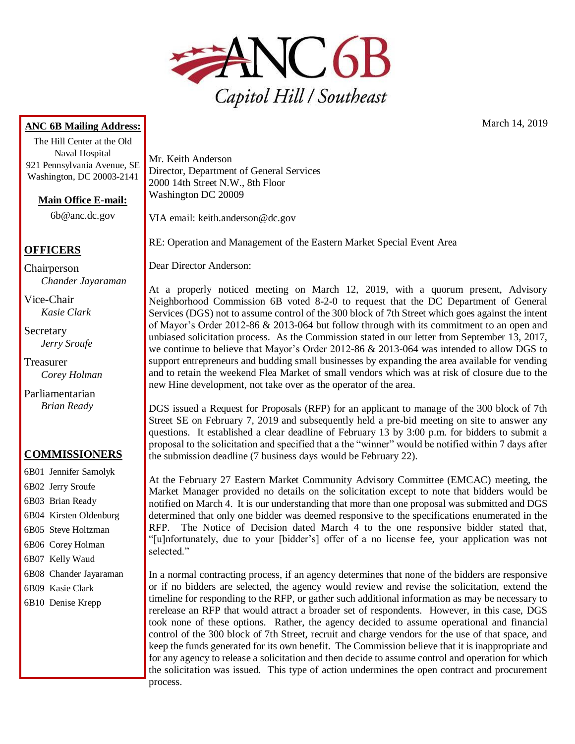# ANC 6B
*Capitol Hill / Southeast*

**ANC 6B Mailing Address:**

The Hill Center at the Old Naval Hospital
921 Pennsylvania Avenue, SE
Washington, DC 20003-2141

**Main Office E-mail:**

6b@anc.dc.gov

**OFFICERS**

Chairperson
*Chander Jayaraman*

Vice-Chair
*Kasie Clark*

Secretary
*Jerry Sroufe*

Treasurer
*Corey Holman*

Parliamentarian
*Brian Ready*

**COMMISSIONERS**

6B01 Jennifer Samolyk
6B02 Jerry Sroufe
6B03 Brian Ready
6B04 Kirsten Oldenburg
6B05 Steve Holtzman
6B06 Corey Holman
6B07 Kelly Waud
6B08 Chander Jayaraman
6B09 Kasie Clark
6B10 Denise Krepp

March 14, 2019

Mr. Keith Anderson
Director, Department of General Services
2000 14th Street N.W., 8th Floor
Washington DC 20009

VIA email: keith.anderson@dc.gov

RE: Operation and Management of the Eastern Market Special Event Area

Dear Director Anderson:

At a properly noticed meeting on March 12, 2019, with a quorum present, Advisory Neighborhood Commission 6B voted 8-2-0 to request that the DC Department of General Services (DGS) not to assume control of the 300 block of 7th Street which goes against the intent of Mayor's Order 2012-86 & 2013-064 but follow through with its commitment to an open and unbiased solicitation process. As the Commission stated in our letter from September 13, 2017, we continue to believe that Mayor's Order 2012-86 & 2013-064 was intended to allow DGS to support entrepreneurs and budding small businesses by expanding the area available for vending and to retain the weekend Flea Market of small vendors which was at risk of closure due to the new Hine development, not take over as the operator of the area.

DGS issued a Request for Proposals (RFP) for an applicant to manage of the 300 block of 7th Street SE on February 7, 2019 and subsequently held a pre-bid meeting on site to answer any questions. It established a clear deadline of February 13 by 3:00 p.m. for bidders to submit a proposal to the solicitation and specified that a the "winner" would be notified within 7 days after the submission deadline (7 business days would be February 22).

At the February 27 Eastern Market Community Advisory Committee (EMCAC) meeting, the Market Manager provided no details on the solicitation except to note that bidders would be notified on March 4. It is our understanding that more than one proposal was submitted and DGS determined that only one bidder was deemed responsive to the specifications enumerated in the RFP. The Notice of Decision dated March 4 to the one responsive bidder stated that, "[u]nfortunately, due to your [bidder's] offer of a no license fee, your application was not selected."

In a normal contracting process, if an agency determines that none of the bidders are responsive or if no bidders are selected, the agency would review and revise the solicitation, extend the timeline for responding to the RFP, or gather such additional information as may be necessary to rerelease an RFP that would attract a broader set of respondents. However, in this case, DGS took none of these options. Rather, the agency decided to assume operational and financial control of the 300 block of 7th Street, recruit and charge vendors for the use of that space, and keep the funds generated for its own benefit. The Commission believe that it is inappropriate and for any agency to release a solicitation and then decide to assume control and operation for which the solicitation was issued. This type of action undermines the open contract and procurement process.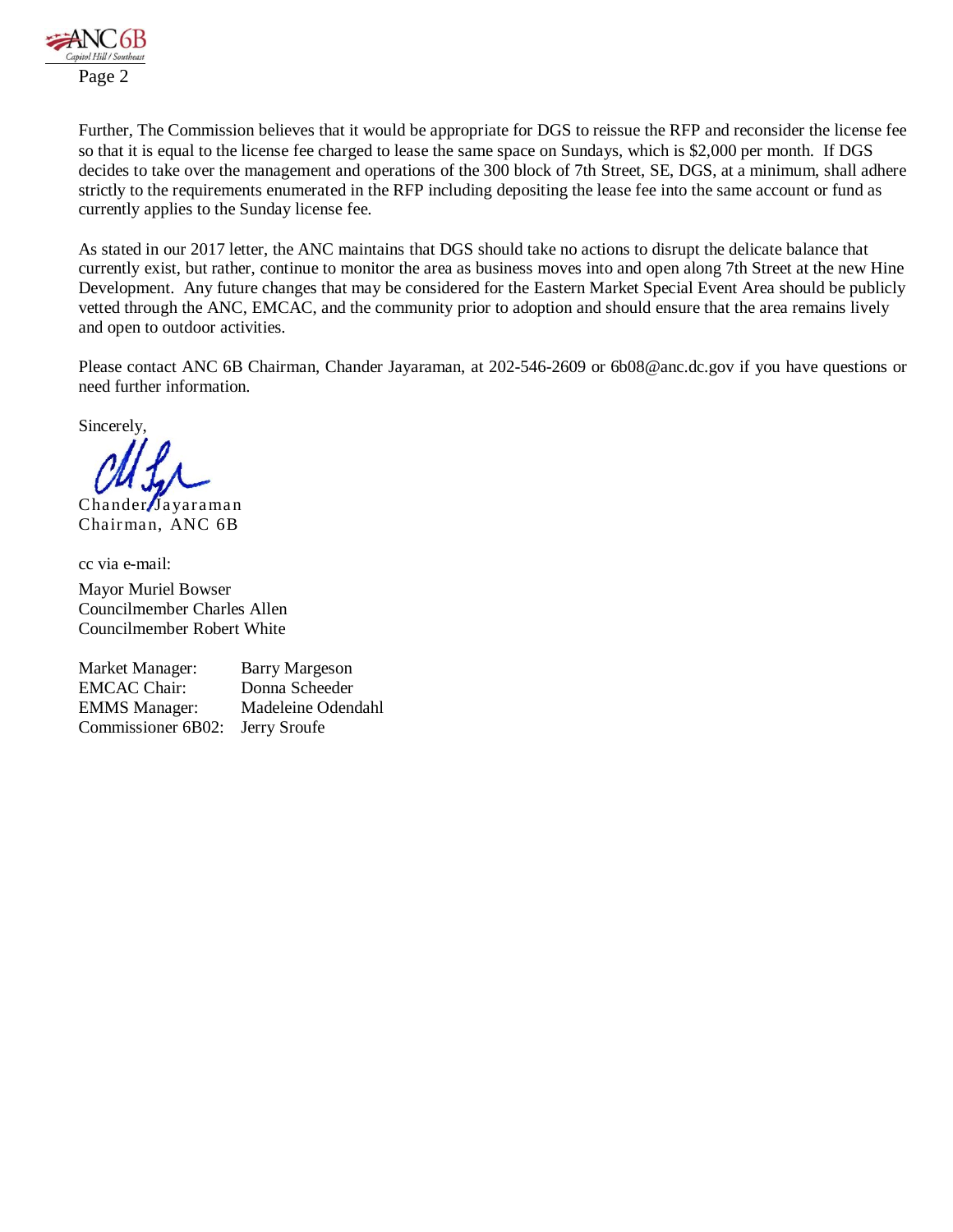Further, The Commission believes that it would be appropriate for DGS to reissue the RFP and reconsider the license fee so that it is equal to the license fee charged to lease the same space on Sundays, which is $2,000 per month. If DGS decides to take over the management and operations of the 300 block of 7th Street, SE, DGS, at a minimum, shall adhere strictly to the requirements enumerated in the RFP including depositing the lease fee into the same account or fund as currently applies to the Sunday license fee.

As stated in our 2017 letter, the ANC maintains that DGS should take no actions to disrupt the delicate balance that currently exist, but rather, continue to monitor the area as business moves into and open along 7th Street at the new Hine Development. Any future changes that may be considered for the Eastern Market Special Event Area should be publicly vetted through the ANC, EMCAC, and the community prior to adoption and should ensure that the area remains lively and open to outdoor activities.

Please contact ANC 6B Chairman, Chander Jayaraman, at 202-546-2609 or 6b08@anc.dc.gov if you have questions or need further information.

Sincerely,

Chander Jayaraman
Chairman, ANC 6B

cc via e-mail:

Mayor Muriel Bowser
Councilmember Charles Allen
Councilmember Robert White

| | |
|---|---|
| Market Manager: | Barry Margeson |
| EMCAC Chair: | Donna Scheeder |
| EMMS Manager: | Madeleine Odendahl |
| Commissioner 6B02: | Jerry Sroufe |